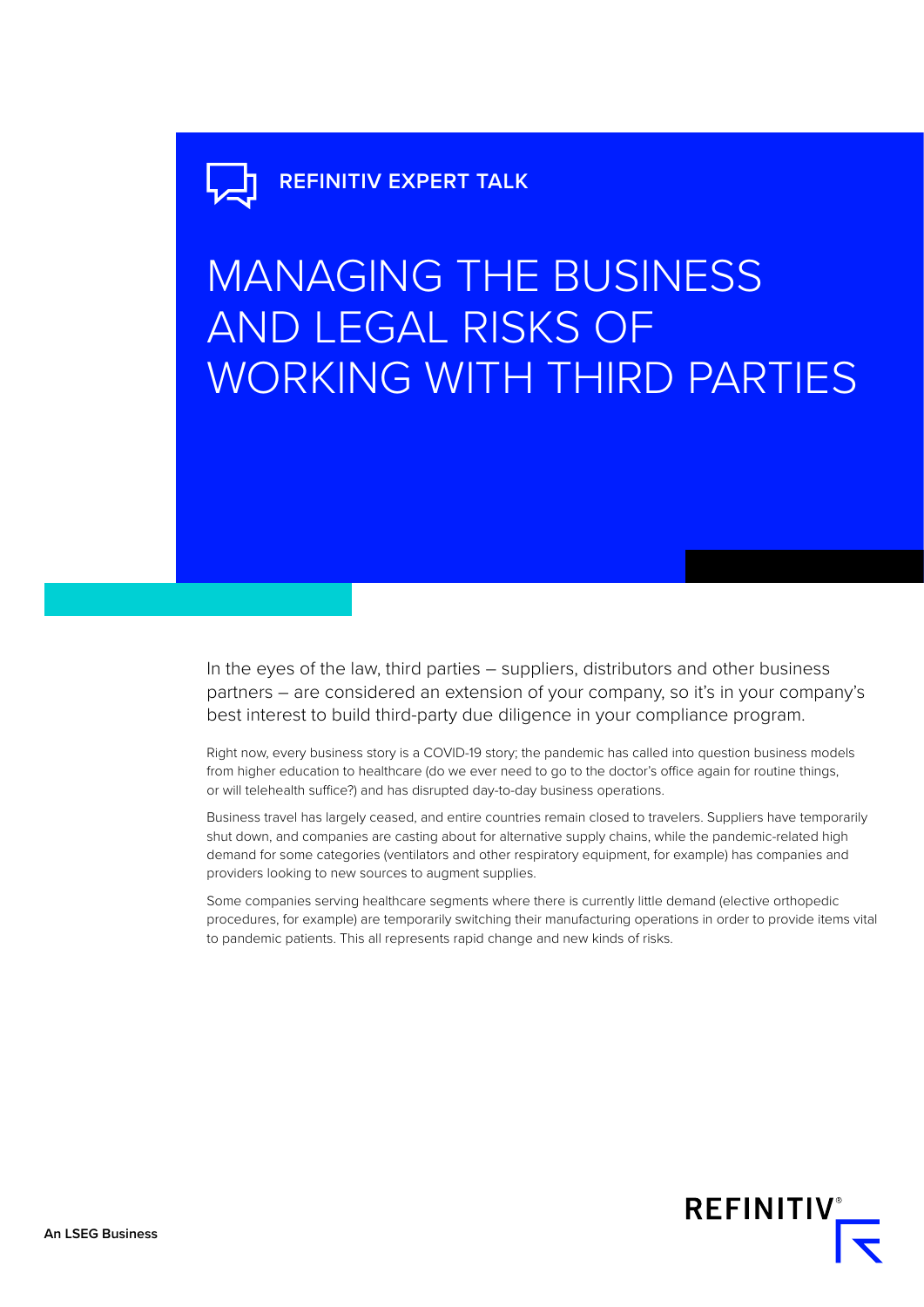**REFINITIV EXPERT TALK**

# MANAGING THE BUSINESS AND LEGAL RISKS OF WORKING WITH THIRD PARTIES

In the eyes of the law, third parties – suppliers, distributors and other business partners – are considered an extension of your company, so it's in your company's best interest to build third-party due diligence in your compliance program.

Right now, every business story is a COVID-19 story; the pandemic has called into question business models from higher education to healthcare (do we ever need to go to the doctor's office again for routine things, or will telehealth suffice?) and has disrupted day-to-day business operations.

Business travel has largely ceased, and entire countries remain closed to travelers. Suppliers have temporarily shut down, and companies are casting about for alternative supply chains, while the pandemic-related high demand for some categories (ventilators and other respiratory equipment, for example) has companies and providers looking to new sources to augment supplies.

Some companies serving healthcare segments where there is currently little demand (elective orthopedic procedures, for example) are temporarily switching their manufacturing operations in order to provide items vital to pandemic patients. This all represents rapid change and new kinds of risks.

An LSEG Business

REFINITIV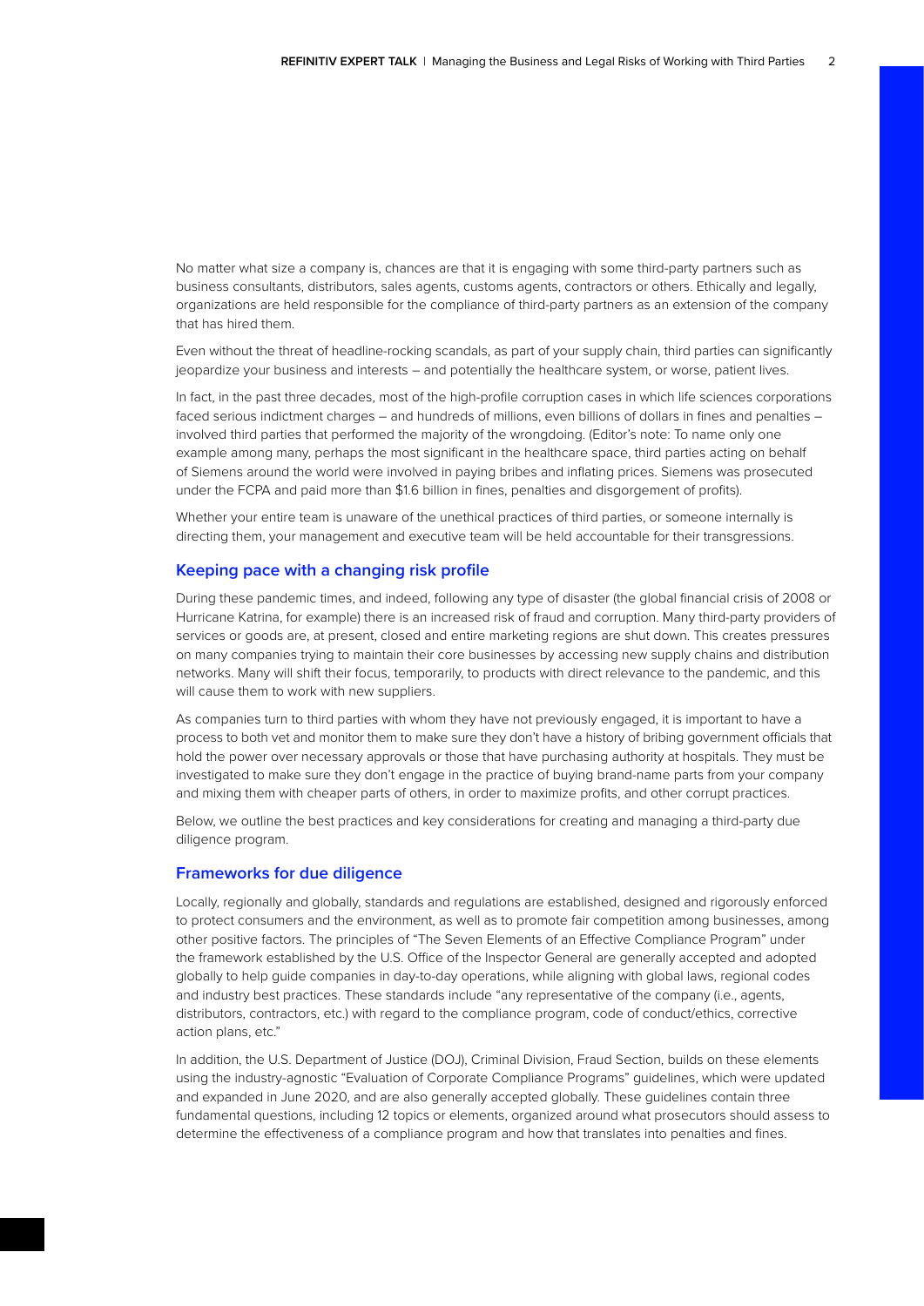No matter what size a company is, chances are that it is engaging with some third-party partners such as business consultants, distributors, sales agents, customs agents, contractors or others. Ethically and legally, organizations are held responsible for the compliance of third-party partners as an extension of the company that has hired them.

Even without the threat of headline-rocking scandals, as part of your supply chain, third parties can significantly jeopardize your business and interests – and potentially the healthcare system, or worse, patient lives.

In fact, in the past three decades, most of the high-profile corruption cases in which life sciences corporations faced serious indictment charges – and hundreds of millions, even billions of dollars in fines and penalties – involved third parties that performed the majority of the wrongdoing. (Editor's note: To name only one example among many, perhaps the most significant in the healthcare space, third parties acting on behalf of Siemens around the world were involved in paying bribes and inflating prices. Siemens was prosecuted under the FCPA and paid more than $1.6 billion in fines, penalties and disgorgement of profits).

Whether your entire team is unaware of the unethical practices of third parties, or someone internally is directing them, your management and executive team will be held accountable for their transgressions.

## Keeping pace with a changing risk profile

During these pandemic times, and indeed, following any type of disaster (the global financial crisis of 2008 or Hurricane Katrina, for example) there is an increased risk of fraud and corruption. Many third-party providers of services or goods are, at present, closed and entire marketing regions are shut down. This creates pressures on many companies trying to maintain their core businesses by accessing new supply chains and distribution networks. Many will shift their focus, temporarily, to products with direct relevance to the pandemic, and this will cause them to work with new suppliers.

As companies turn to third parties with whom they have not previously engaged, it is important to have a process to both vet and monitor them to make sure they don't have a history of bribing government officials that hold the power over necessary approvals or those that have purchasing authority at hospitals. They must be investigated to make sure they don't engage in the practice of buying brand-name parts from your company and mixing them with cheaper parts of others, in order to maximize profits, and other corrupt practices.

Below, we outline the best practices and key considerations for creating and managing a third-party due diligence program.

## Frameworks for due diligence

Locally, regionally and globally, standards and regulations are established, designed and rigorously enforced to protect consumers and the environment, as well as to promote fair competition among businesses, among other positive factors. The principles of "The Seven Elements of an Effective Compliance Program" under the framework established by the U.S. Office of the Inspector General are generally accepted and adopted globally to help guide companies in day-to-day operations, while aligning with global laws, regional codes and industry best practices. These standards include "any representative of the company (i.e., agents, distributors, contractors, etc.) with regard to the compliance program, code of conduct/ethics, corrective action plans, etc."

In addition, the U.S. Department of Justice (DOJ), Criminal Division, Fraud Section, builds on these elements using the industry-agnostic "Evaluation of Corporate Compliance Programs" guidelines, which were updated and expanded in June 2020, and are also generally accepted globally. These guidelines contain three fundamental questions, including 12 topics or elements, organized around what prosecutors should assess to determine the effectiveness of a compliance program and how that translates into penalties and fines.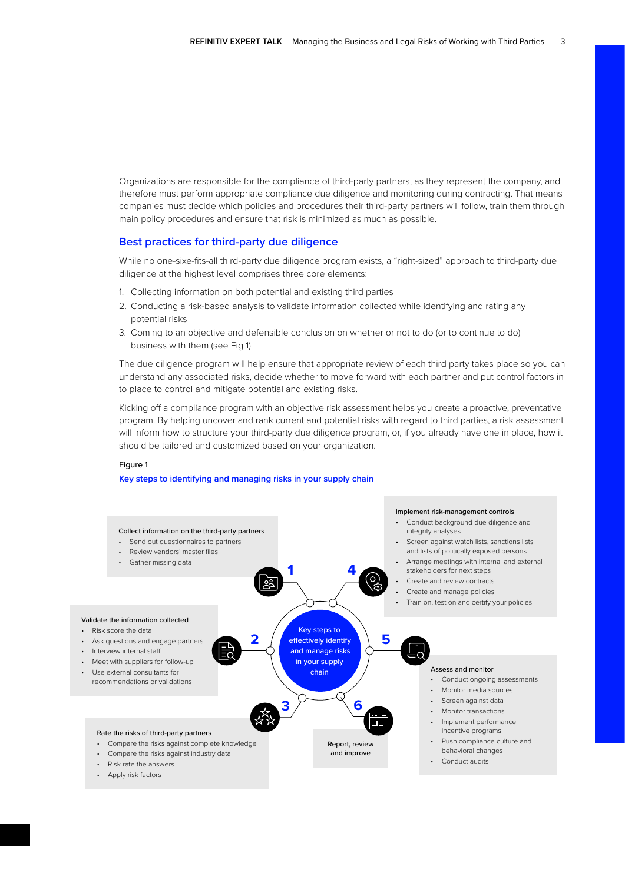Organizations are responsible for the compliance of third-party partners, as they represent the company, and therefore must perform appropriate compliance due diligence and monitoring during contracting. That means companies must decide which policies and procedures their third-party partners will follow, train them through main policy procedures and ensure that risk is minimized as much as possible.

## Best practices for third-party due diligence

While no one-sixe-fits-all third-party due diligence program exists, a "right-sized" approach to third-party due diligence at the highest level comprises three core elements:

1. Collecting information on both potential and existing third parties
2. Conducting a risk-based analysis to validate information collected while identifying and rating any potential risks
3. Coming to an objective and defensible conclusion on whether or not to do (or to continue to do) business with them (see Fig 1)

The due diligence program will help ensure that appropriate review of each third party takes place so you can understand any associated risks, decide whether to move forward with each partner and put control factors in to place to control and mitigate potential and existing risks.

Kicking off a compliance program with an objective risk assessment helps you create a proactive, preventative program. By helping uncover and rank current and potential risks with regard to third parties, a risk assessment will inform how to structure your third-party due diligence program, or, if you already have one in place, how it should be tailored and customized based on your organization.

Figure 1

**Key steps to identifying and managing risks in your supply chain**

Key steps to effectively identify and manage risks in your supply chain

**1** Collect information on the third-party partners
- Send out questionnaires to partners
- Review vendors' master files
- Gather missing data

**2** Validate the information collected
- Risk score the data
- Ask questions and engage partners
- Interview internal staff
- Meet with suppliers for follow-up
- Use external consultants for recommendations or validations

**3** Rate the risks of third-party partners
- Compare the risks against complete knowledge
- Compare the risks against industry data
- Risk rate the answers
- Apply risk factors

**4** Implement risk-management controls
- Conduct background due diligence and integrity analyses
- Screen against watch lists, sanctions lists and lists of politically exposed persons
- Arrange meetings with internal and external stakeholders for next steps
- Create and review contracts
- Create and manage policies
- Train on, test on and certify your policies

**5** Assess and monitor
- Conduct ongoing assessments
- Monitor media sources
- Screen against data
- Monitor transactions
- Implement performance incentive programs
- Push compliance culture and behavioral changes
- Conduct audits

**6** Report, review and improve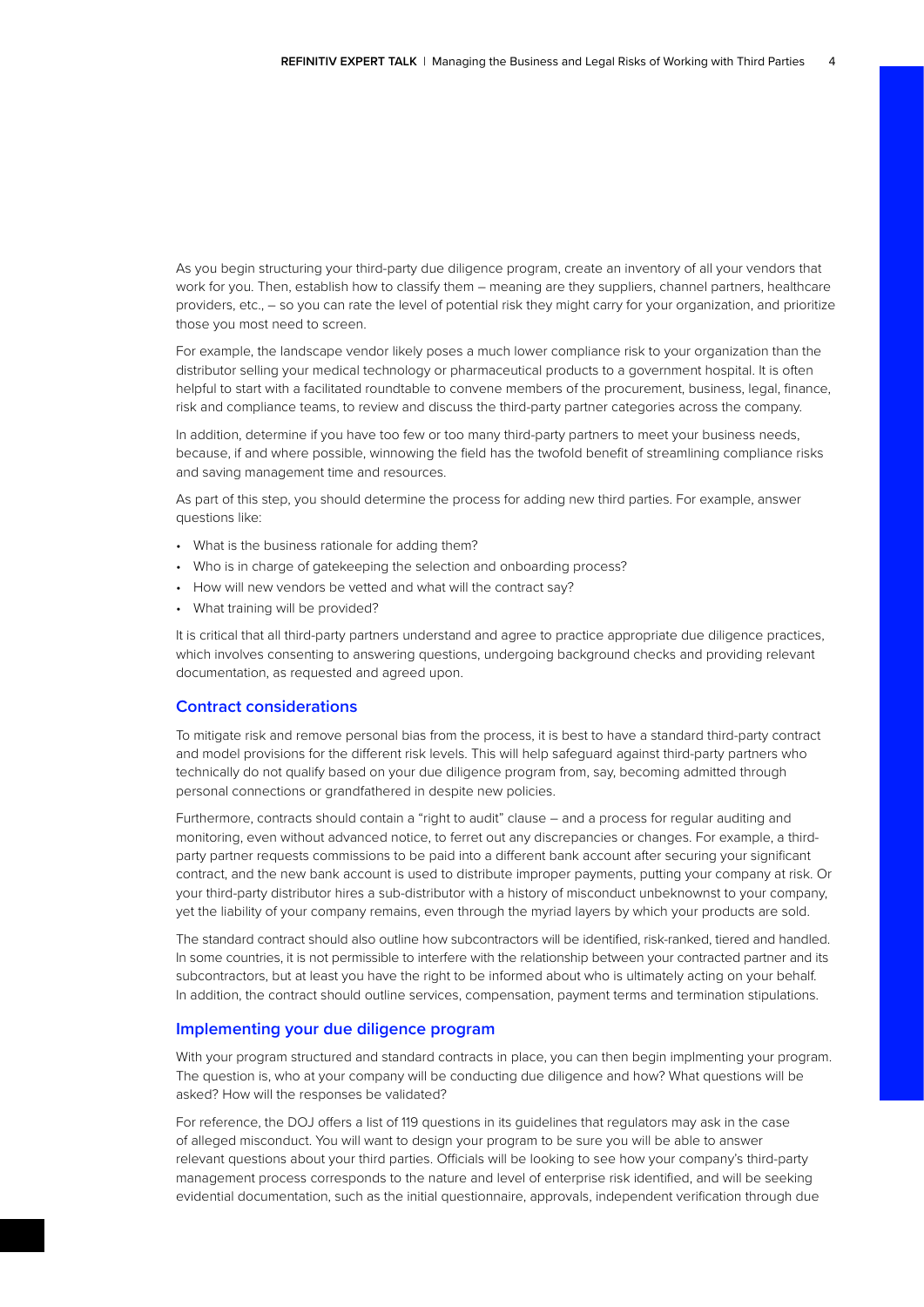As you begin structuring your third-party due diligence program, create an inventory of all your vendors that work for you. Then, establish how to classify them – meaning are they suppliers, channel partners, healthcare providers, etc., – so you can rate the level of potential risk they might carry for your organization, and prioritize those you most need to screen.

For example, the landscape vendor likely poses a much lower compliance risk to your organization than the distributor selling your medical technology or pharmaceutical products to a government hospital. It is often helpful to start with a facilitated roundtable to convene members of the procurement, business, legal, finance, risk and compliance teams, to review and discuss the third-party partner categories across the company.

In addition, determine if you have too few or too many third-party partners to meet your business needs, because, if and where possible, winnowing the field has the twofold benefit of streamlining compliance risks and saving management time and resources.

As part of this step, you should determine the process for adding new third parties. For example, answer questions like:

- What is the business rationale for adding them?
- Who is in charge of gatekeeping the selection and onboarding process?
- How will new vendors be vetted and what will the contract say?
- What training will be provided?

It is critical that all third-party partners understand and agree to practice appropriate due diligence practices, which involves consenting to answering questions, undergoing background checks and providing relevant documentation, as requested and agreed upon.

## Contract considerations

To mitigate risk and remove personal bias from the process, it is best to have a standard third-party contract and model provisions for the different risk levels. This will help safeguard against third-party partners who technically do not qualify based on your due diligence program from, say, becoming admitted through personal connections or grandfathered in despite new policies.

Furthermore, contracts should contain a "right to audit" clause – and a process for regular auditing and monitoring, even without advanced notice, to ferret out any discrepancies or changes. For example, a third-party partner requests commissions to be paid into a different bank account after securing your significant contract, and the new bank account is used to distribute improper payments, putting your company at risk. Or your third-party distributor hires a sub-distributor with a history of misconduct unbeknownst to your company, yet the liability of your company remains, even through the myriad layers by which your products are sold.

The standard contract should also outline how subcontractors will be identified, risk-ranked, tiered and handled. In some countries, it is not permissible to interfere with the relationship between your contracted partner and its subcontractors, but at least you have the right to be informed about who is ultimately acting on your behalf. In addition, the contract should outline services, compensation, payment terms and termination stipulations.

## Implementing your due diligence program

With your program structured and standard contracts in place, you can then begin implmenting your program. The question is, who at your company will be conducting due diligence and how? What questions will be asked? How will the responses be validated?

For reference, the DOJ offers a list of 119 questions in its guidelines that regulators may ask in the case of alleged misconduct. You will want to design your program to be sure you will be able to answer relevant questions about your third parties. Officials will be looking to see how your company's third-party management process corresponds to the nature and level of enterprise risk identified, and will be seeking evidential documentation, such as the initial questionnaire, approvals, independent verification through due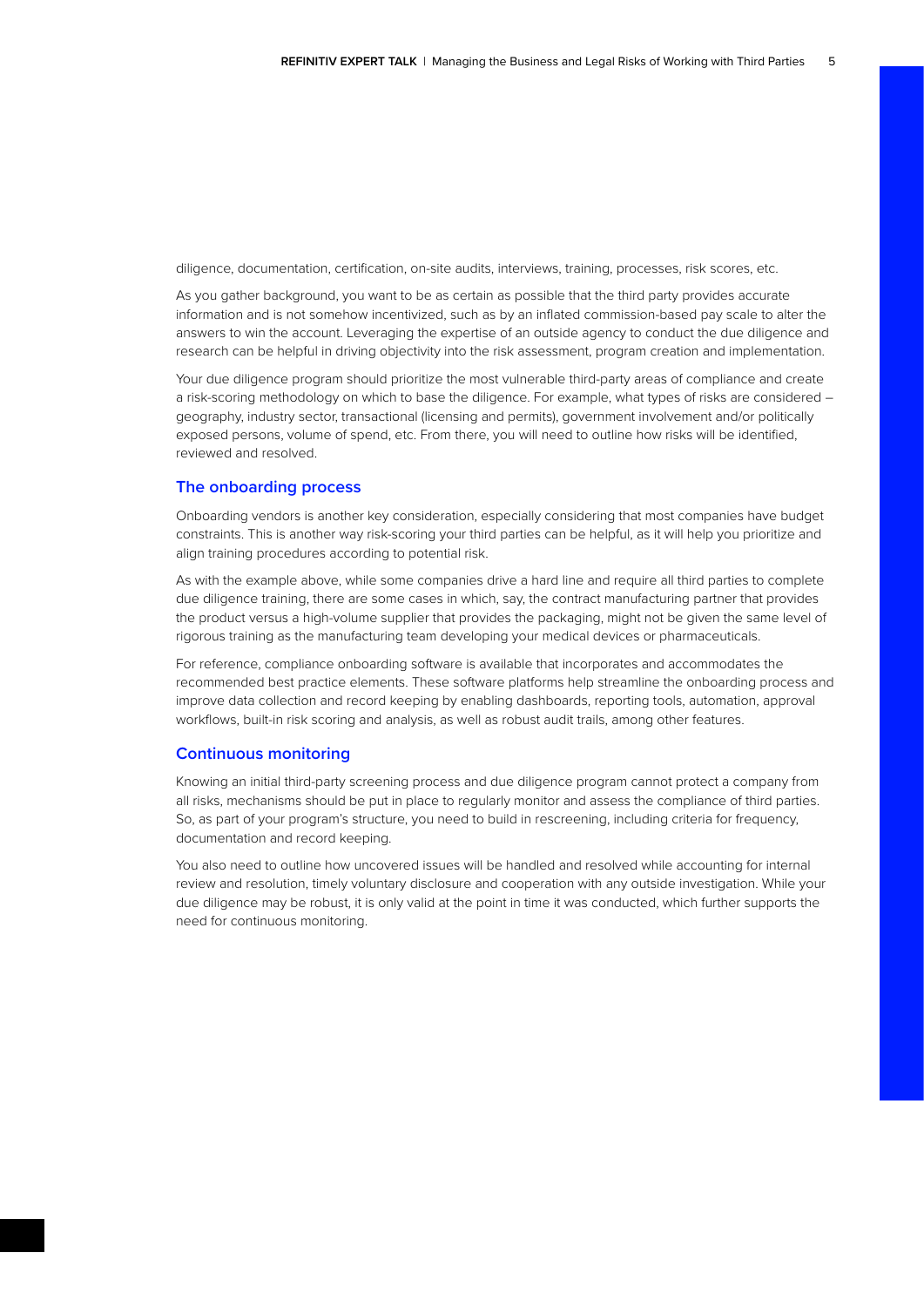diligence, documentation, certification, on-site audits, interviews, training, processes, risk scores, etc.

As you gather background, you want to be as certain as possible that the third party provides accurate information and is not somehow incentivized, such as by an inflated commission-based pay scale to alter the answers to win the account. Leveraging the expertise of an outside agency to conduct the due diligence and research can be helpful in driving objectivity into the risk assessment, program creation and implementation.

Your due diligence program should prioritize the most vulnerable third-party areas of compliance and create a risk-scoring methodology on which to base the diligence. For example, what types of risks are considered – geography, industry sector, transactional (licensing and permits), government involvement and/or politically exposed persons, volume of spend, etc. From there, you will need to outline how risks will be identified, reviewed and resolved.

## The onboarding process

Onboarding vendors is another key consideration, especially considering that most companies have budget constraints. This is another way risk-scoring your third parties can be helpful, as it will help you prioritize and align training procedures according to potential risk.

As with the example above, while some companies drive a hard line and require all third parties to complete due diligence training, there are some cases in which, say, the contract manufacturing partner that provides the product versus a high-volume supplier that provides the packaging, might not be given the same level of rigorous training as the manufacturing team developing your medical devices or pharmaceuticals.

For reference, compliance onboarding software is available that incorporates and accommodates the recommended best practice elements. These software platforms help streamline the onboarding process and improve data collection and record keeping by enabling dashboards, reporting tools, automation, approval workflows, built-in risk scoring and analysis, as well as robust audit trails, among other features.

## Continuous monitoring

Knowing an initial third-party screening process and due diligence program cannot protect a company from all risks, mechanisms should be put in place to regularly monitor and assess the compliance of third parties. So, as part of your program's structure, you need to build in rescreening, including criteria for frequency, documentation and record keeping.

You also need to outline how uncovered issues will be handled and resolved while accounting for internal review and resolution, timely voluntary disclosure and cooperation with any outside investigation. While your due diligence may be robust, it is only valid at the point in time it was conducted, which further supports the need for continuous monitoring.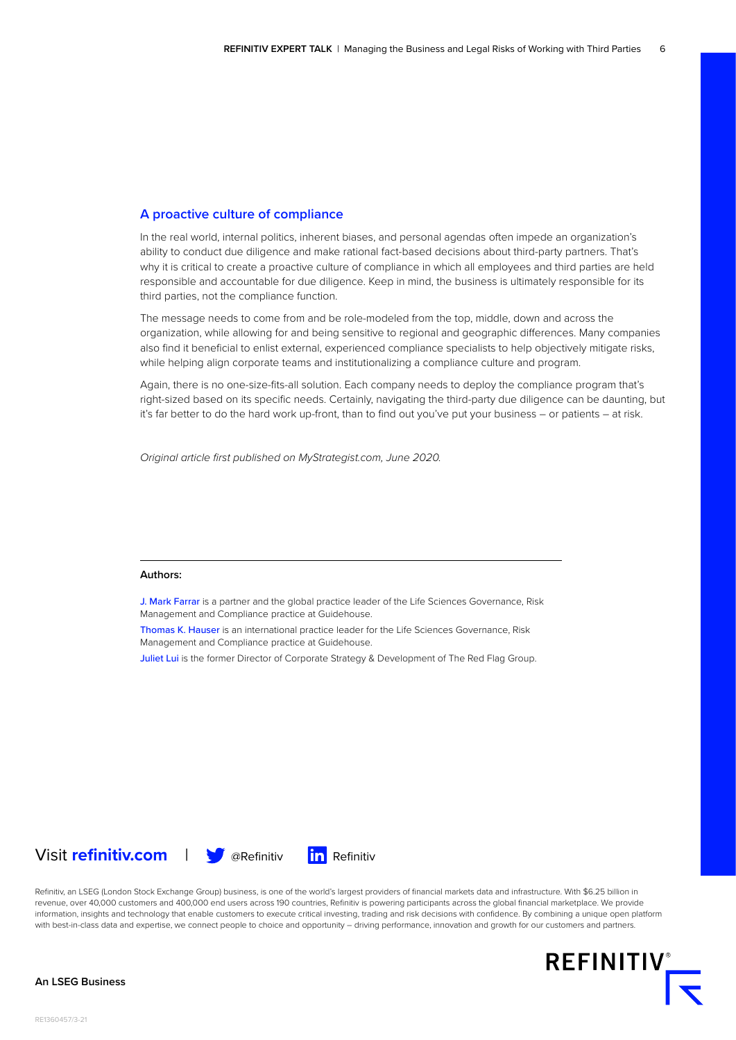## A proactive culture of compliance

In the real world, internal politics, inherent biases, and personal agendas often impede an organization's ability to conduct due diligence and make rational fact-based decisions about third-party partners. That's why it is critical to create a proactive culture of compliance in which all employees and third parties are held responsible and accountable for due diligence. Keep in mind, the business is ultimately responsible for its third parties, not the compliance function.

The message needs to come from and be role-modeled from the top, middle, down and across the organization, while allowing for and being sensitive to regional and geographic differences. Many companies also find it beneficial to enlist external, experienced compliance specialists to help objectively mitigate risks, while helping align corporate teams and institutionalizing a compliance culture and program.

Again, there is no one-size-fits-all solution. Each company needs to deploy the compliance program that's right-sized based on its specific needs. Certainly, navigating the third-party due diligence can be daunting, but it's far better to do the hard work up-front, than to find out you've put your business – or patients – at risk.

*Original article first published on MyStrategist.com, June 2020.*

---

**Authors:**

J. Mark Farrar is a partner and the global practice leader of the Life Sciences Governance, Risk Management and Compliance practice at Guidehouse.

Thomas K. Hauser is an international practice leader for the Life Sciences Governance, Risk Management and Compliance practice at Guidehouse.

Juliet Lui is the former Director of Corporate Strategy & Development of The Red Flag Group.

Visit **refinitiv.com** | @Refinitiv Refinitiv

Refinitiv, an LSEG (London Stock Exchange Group) business, is one of the world's largest providers of financial markets data and infrastructure. With $6.25 billion in revenue, over 40,000 customers and 400,000 end users across 190 countries, Refinitiv is powering participants across the global financial marketplace. We provide information, insights and technology that enable customers to execute critical investing, trading and risk decisions with confidence. By combining a unique open platform with best-in-class data and expertise, we connect people to choice and opportunity – driving performance, innovation and growth for our customers and partners.

**An LSEG Business**

REFINITIV®

RE1360457/3-21